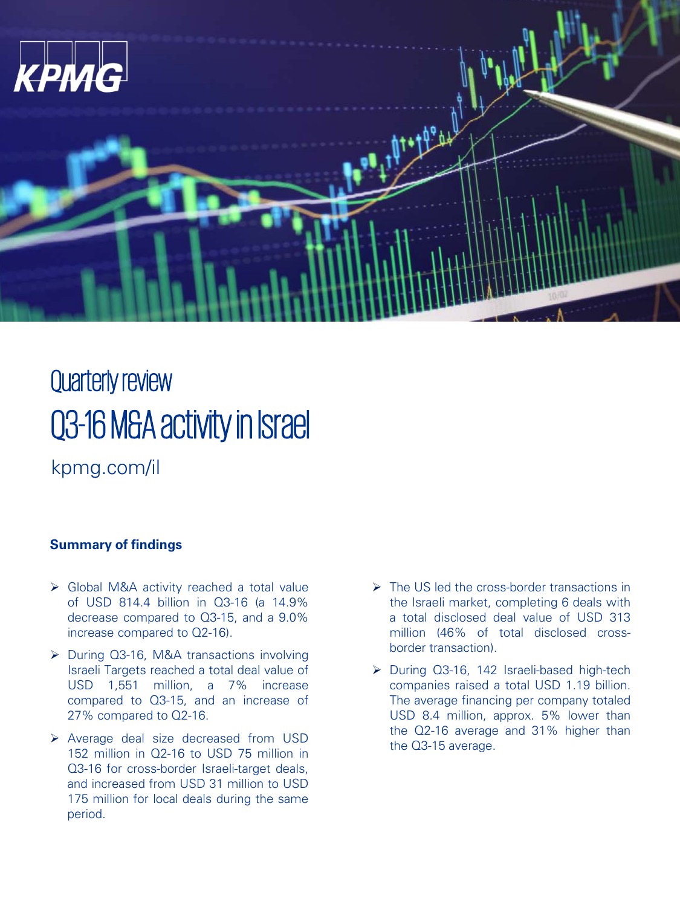KPMG

# Quarterly review

# Q3-16 M&A activity in Israel

kpmg.com/il

**Summary of findings**

- Global M&A activity reached a total value of USD 814.4 billion in Q3-16 (a 14.9% decrease compared to Q3-15, and a 9.0% increase compared to Q2-16).
- During Q3-16, M&A transactions involving Israeli Targets reached a total deal value of USD 1,551 million, a 7% increase compared to Q3-15, and an increase of 27% compared to Q2-16.
- Average deal size decreased from USD 152 million in Q2-16 to USD 75 million in Q3-16 for cross-border Israeli-target deals, and increased from USD 31 million to USD 175 million for local deals during the same period.
- The US led the cross-border transactions in the Israeli market, completing 6 deals with a total disclosed deal value of USD 313 million (46% of total disclosed cross-border transaction).
- During Q3-16, 142 Israeli-based high-tech companies raised a total USD 1.19 billion. The average financing per company totaled USD 8.4 million, approx. 5% lower than the Q2-16 average and 31% higher than the Q3-15 average.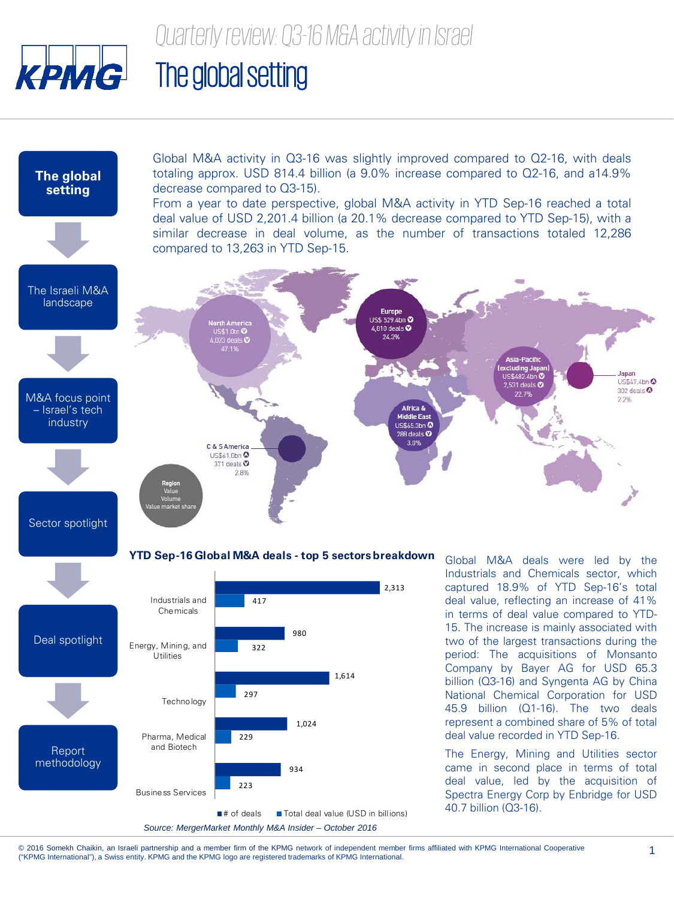# Quarterly review: Q3-16 M&A activity in Israel

## The global setting

**The global setting**

The Israeli M&A landscape

M&A focus point – Israel's tech industry

Sector spotlight

Deal spotlight

Report methodology

Global M&A activity in Q3-16 was slightly improved compared to Q2-16, with deals totaling approx. USD 814.4 billion (a 9.0% increase compared to Q2-16, and a14.9% decrease compared to Q3-15).

From a year to date perspective, global M&A activity in YTD Sep-16 reached a total deal value of USD 2,201.4 billion (a 20.1% decrease compared to YTD Sep-15), with a similar decrease in deal volume, as the number of transactions totaled 12,286 compared to 13,263 in YTD Sep-15.

| Region | Value | Volume | Value market share |
|---|---|---|---|
| North America | US$1.0tn ▼ | 4,023 deals ▼ | 47.1% |
| Europe | US$ 529.4bn ▼ | 4,610 deals ▼ | 24.3% |
| Asia-Pacific (excluding Japan) | US$482.4bn ▼ | 2,531 deals ▼ | 22.7% |
| Japan | US$47.4bn ▲ | 302 deals ▲ | 2.2% |
| Africa & Middle East | US$65.3bn ▲ | 288 deals ▼ | 3.0% |
| C & S America | US$61.0bn ▲ | 371 deals ▼ | 2.8% |

### YTD Sep-16 Global M&A deals - top 5 sectors breakdown

| Sector | # of deals | Total deal value (USD in billions) |
|---|---|---|
| Industrials and Chemicals | 2,313 | 417 |
| Energy, Mining, and Utilities | 980 | 322 |
| Technology | 1,614 | 297 |
| Pharma, Medical and Biotech | 1,024 | 229 |
| Business Services | 934 | 223 |

*Source: MergerMarket Monthly M&A Insider – October 2016*

Global M&A deals were led by the Industrials and Chemicals sector, which captured 18.9% of YTD Sep-16's total deal value, reflecting an increase of 41% in terms of deal value compared to YTD-15. The increase is mainly associated with two of the largest transactions during the period: The acquisitions of Monsanto Company by Bayer AG for USD 65.3 billion (Q3-16) and Syngenta AG by China National Chemical Corporation for USD 45.9 billion (Q1-16). The two deals represent a combined share of 5% of total deal value recorded in YTD Sep-16.

The Energy, Mining and Utilities sector came in second place in terms of total deal value, led by the acquisition of Spectra Energy Corp by Enbridge for USD 40.7 billion (Q3-16).

© 2016 Somekh Chaikin, an Israeli partnership and a member firm of the KPMG network of independent member firms affiliated with KPMG International Cooperative ("KPMG International"), a Swiss entity. KPMG and the KPMG logo are registered trademarks of KPMG International.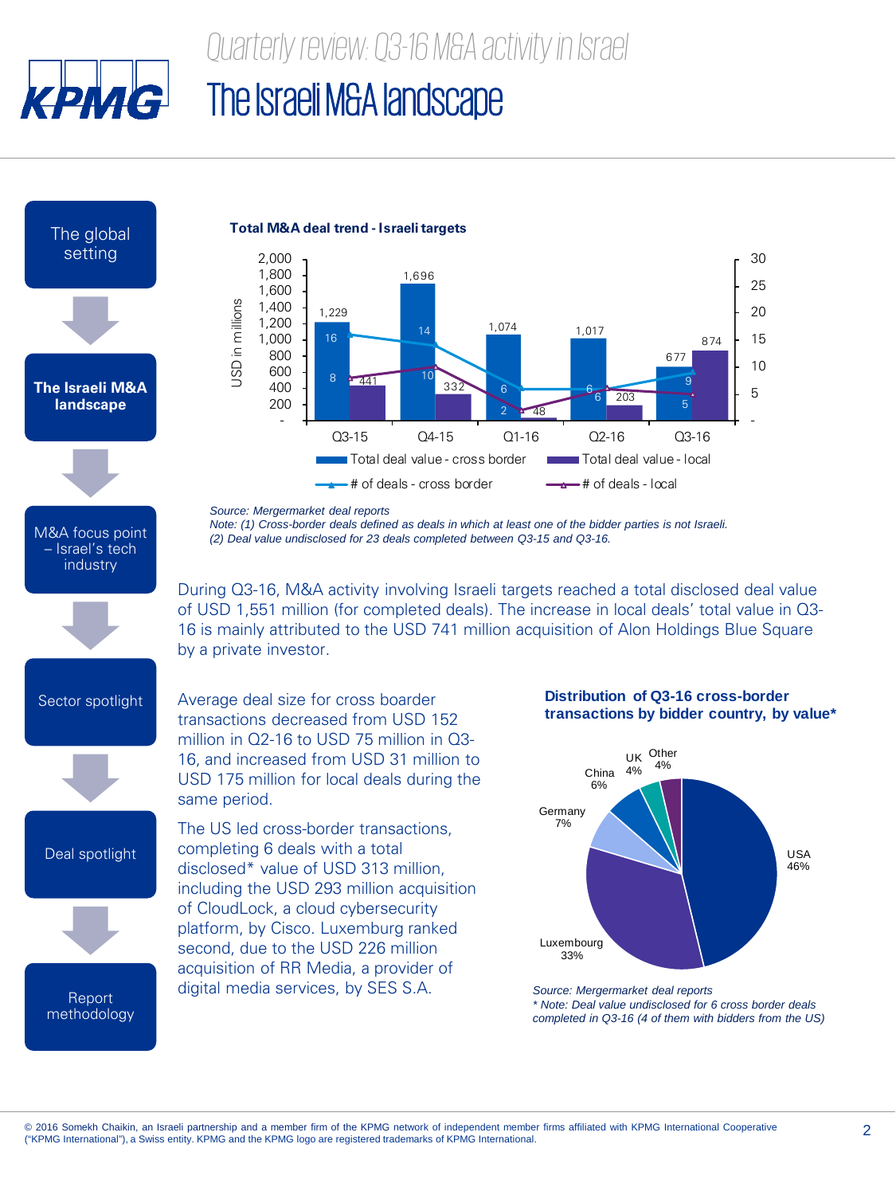# Quarterly review: Q3-16 M&A activity in Israel

## The Israeli M&A landscape

- The global setting
- **The Israeli M&A landscape**
- M&A focus point – Israel's tech industry
- Sector spotlight
- Deal spotlight
- Report methodology

**Total M&A deal trend - Israeli targets**

| | Q3-15 | Q4-15 | Q1-16 | Q2-16 | Q3-16 |
|---|---|---|---|---|---|
| Total deal value - cross border (USD in millions) | 1,229 | 1,696 | 1,074 | 1,017 | 677 |
| Total deal value - local (USD in millions) | 441 | 332 | 48 | 203 | 874 |
| # of deals - cross border | 16 | 14 | 6 | 6 | 9 |
| # of deals - local | 8 | 10 | 2 | 6 | 5 |

*Source: Mergermarket deal reports*
*Note: (1) Cross-border deals defined as deals in which at least one of the bidder parties is not Israeli.*
*(2) Deal value undisclosed for 23 deals completed between Q3-15 and Q3-16.*

During Q3-16, M&A activity involving Israeli targets reached a total disclosed deal value of USD 1,551 million (for completed deals). The increase in local deals' total value in Q3-16 is mainly attributed to the USD 741 million acquisition of Alon Holdings Blue Square by a private investor.

Average deal size for cross boarder transactions decreased from USD 152 million in Q2-16 to USD 75 million in Q3-16, and increased from USD 31 million to USD 175 million for local deals during the same period.

The US led cross-border transactions, completing 6 deals with a total disclosed* value of USD 313 million, including the USD 293 million acquisition of CloudLock, a cloud cybersecurity platform, by Cisco. Luxemburg ranked second, due to the USD 226 million acquisition of RR Media, a provider of digital media services, by SES S.A.

**Distribution of Q3-16 cross-border transactions by bidder country, by value***

| Country | Share |
|---|---|
| USA | 46% |
| Luxembourg | 33% |
| Germany | 7% |
| China | 6% |
| UK | 4% |
| Other | 4% |

*Source: Mergermarket deal reports*
** Note: Deal value undisclosed for 6 cross border deals completed in Q3-16 (4 of them with bidders from the US)*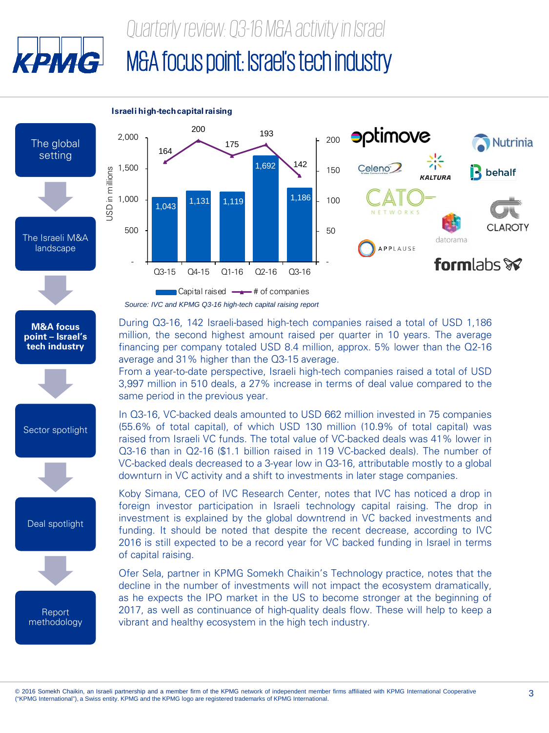# Quarterly review: Q3-16 M&A activity in Israel

## M&A focus point: Israel's tech industry

- The global setting
- The Israeli M&A landscape
- **M&A focus point – Israel's tech industry**
- Sector spotlight
- Deal spotlight
- Report methodology

**Israeli high-tech capital raising**

| Quarter | Capital raised (USD in millions) | # of companies |
|---|---|---|
| Q3-15 | 1,043 | 164 |
| Q4-15 | 1,131 | 200 |
| Q1-16 | 1,119 | 175 |
| Q2-16 | 1,692 | 193 |
| Q3-16 | 1,186 | 142 |

*Source: IVC and KPMG Q3-16 high-tech capital raising report*

During Q3-16, 142 Israeli-based high-tech companies raised a total of USD 1,186 million, the second highest amount raised per quarter in 10 years. The average financing per company totaled USD 8.4 million, approx. 5% lower than the Q2-16 average and 31% higher than the Q3-15 average.

From a year-to-date perspective, Israeli high-tech companies raised a total of USD 3,997 million in 510 deals, a 27% increase in terms of deal value compared to the same period in the previous year.

In Q3-16, VC-backed deals amounted to USD 662 million invested in 75 companies (55.6% of total capital), of which USD 130 million (10.9% of total capital) was raised from Israeli VC funds. The total value of VC-backed deals was 41% lower in Q3-16 than in Q2-16 ($1.1 billion raised in 119 VC-backed deals). The number of VC-backed deals decreased to a 3-year low in Q3-16, attributable mostly to a global downturn in VC activity and a shift to investments in later stage companies.

Koby Simana, CEO of IVC Research Center, notes that IVC has noticed a drop in foreign investor participation in Israeli technology capital raising. The drop in investment is explained by the global downtrend in VC backed investments and funding. It should be noted that despite the recent decrease, according to IVC 2016 is still expected to be a record year for VC backed funding in Israel in terms of capital raising.

Ofer Sela, partner in KPMG Somekh Chaikin's Technology practice, notes that the decline in the number of investments will not impact the ecosystem dramatically, as he expects the IPO market in the US to become stronger at the beginning of 2017, as well as continuance of high-quality deals flow. These will help to keep a vibrant and healthy ecosystem in the high tech industry.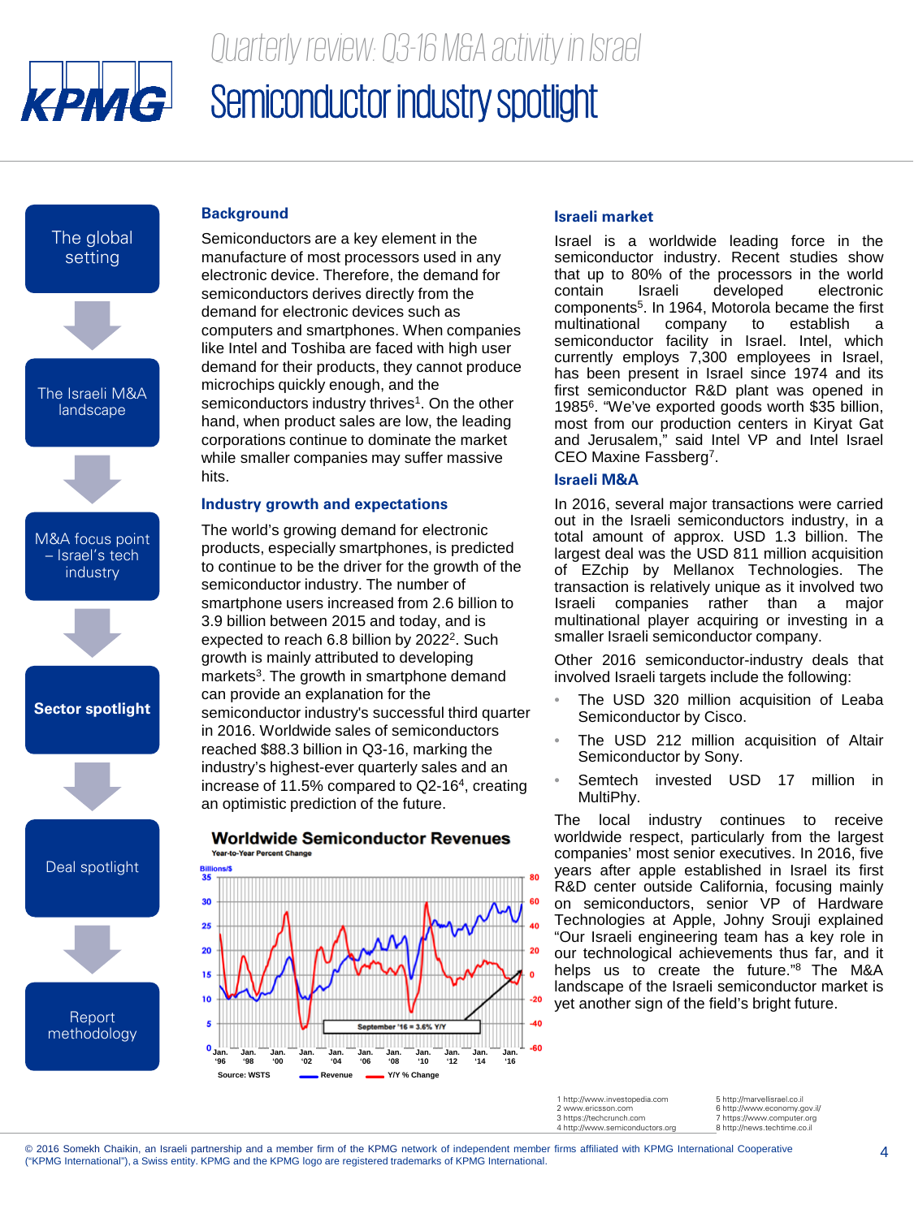# Quarterly review: Q3-16 M&A activity in Israel

# Semiconductor industry spotlight

- The global setting
- The Israeli M&A landscape
- M&A focus point – Israel's tech industry
- **Sector spotlight**
- Deal spotlight
- Report methodology

## Background

Semiconductors are a key element in the manufacture of most processors used in any electronic device. Therefore, the demand for semiconductors derives directly from the demand for electronic devices such as computers and smartphones. When companies like Intel and Toshiba are faced with high user demand for their products, they cannot produce microchips quickly enough, and the semiconductors industry thrives[1]. On the other hand, when product sales are low, the leading corporations continue to dominate the market while smaller companies may suffer massive hits.

## Industry growth and expectations

The world's growing demand for electronic products, especially smartphones, is predicted to continue to be the driver for the growth of the semiconductor industry. The number of smartphone users increased from 2.6 billion to 3.9 billion between 2015 and today, and is expected to reach 6.8 billion by 2022[2]. Such growth is mainly attributed to developing markets[3]. The growth in smartphone demand can provide an explanation for the semiconductor industry's successful third quarter in 2016. Worldwide sales of semiconductors reached $88.3 billion in Q3-16, marking the industry's highest-ever quarterly sales and an increase of 11.5% compared to Q2-16[4], creating an optimistic prediction of the future.

**Worldwide Semiconductor Revenues**

Year-to-Year Percent Change

Billions/$ — September '16 = 3.6% Y/Y

Source: WSTS — Revenue — Y/Y % Change

## Israeli market

Israel is a worldwide leading force in the semiconductor industry. Recent studies show that up to 80% of the processors in the world contain Israeli developed electronic components[5]. In 1964, Motorola became the first multinational company to establish a semiconductor facility in Israel. Intel, which currently employs 7,300 employees in Israel, has been present in Israel since 1974 and its first semiconductor R&D plant was opened in 1985[6]. "We've exported goods worth $35 billion, most from our production centers in Kiryat Gat and Jerusalem," said Intel VP and Intel Israel CEO Maxine Fassberg[7].

## Israeli M&A

In 2016, several major transactions were carried out in the Israeli semiconductors industry, in a total amount of approx. USD 1.3 billion. The largest deal was the USD 811 million acquisition of EZchip by Mellanox Technologies. The transaction is relatively unique as it involved two Israeli companies rather than a major multinational player acquiring or investing in a smaller Israeli semiconductor company.

Other 2016 semiconductor-industry deals that involved Israeli targets include the following:

- The USD 320 million acquisition of Leaba Semiconductor by Cisco.
- The USD 212 million acquisition of Altair Semiconductor by Sony.
- Semtech invested USD 17 million in MultiPhy.

The local industry continues to receive worldwide respect, particularly from the largest companies' most senior executives. In 2016, five years after apple established in Israel its first R&D center outside California, focusing mainly on semiconductors, senior VP of Hardware Technologies at Apple, Johny Srouji explained "Our Israeli engineering team has a key role in our technological achievements thus far, and it helps us to create the future."[8] The M&A landscape of the Israeli semiconductor market is yet another sign of the field's bright future.

1 http://www.investopedia.com
2 www.ericsson.com
3 https://techcrunch.com
4 http://www.semiconductors.org
5 http://marvellisrael.co.il
6 http://www.economy.gov.il/
7 https://www.computer.org
8 http://news.techtime.co.il

© 2016 Somekh Chaikin, an Israeli partnership and a member firm of the KPMG network of independent member firms affiliated with KPMG International Cooperative ("KPMG International"), a Swiss entity. KPMG and the KPMG logo are registered trademarks of KPMG International.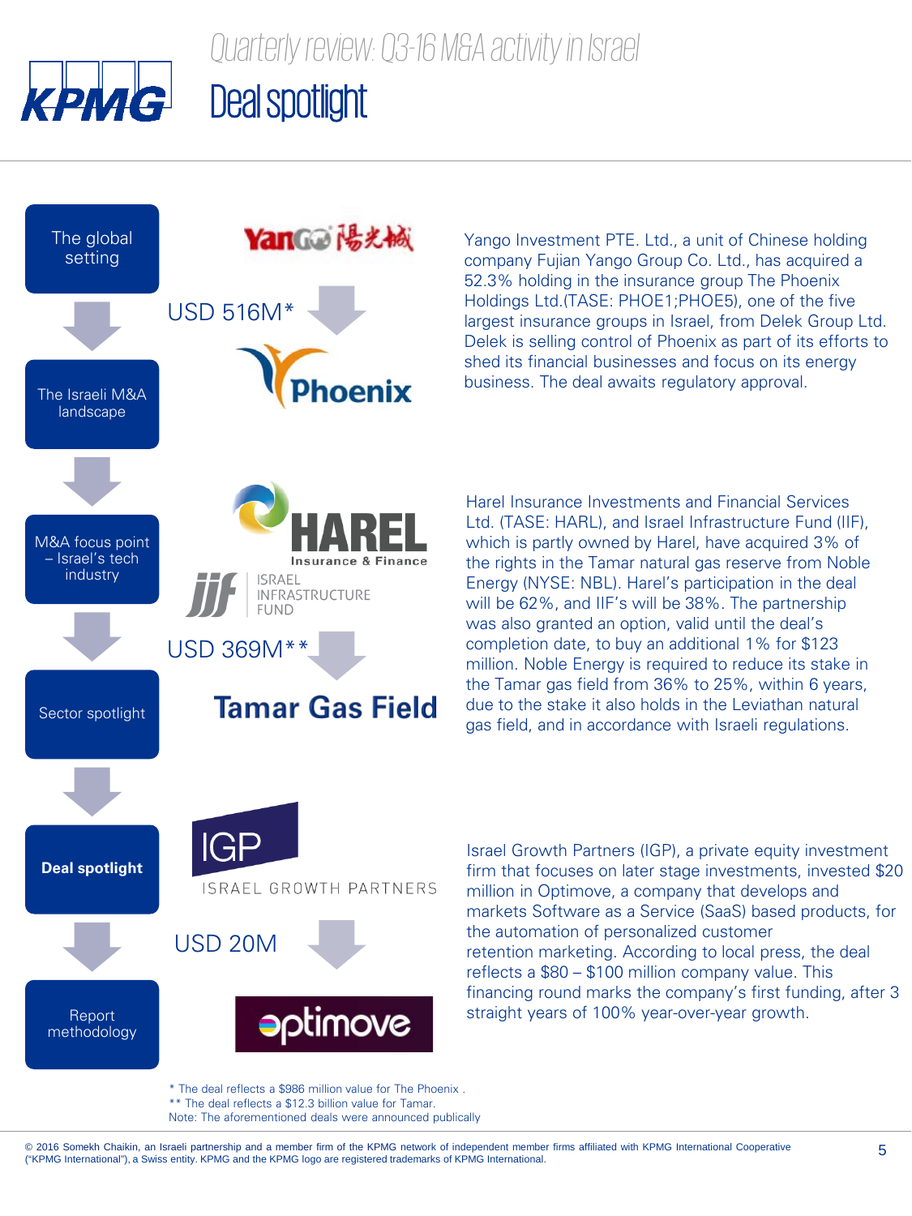# Quarterly review: Q3-16 M&A activity in Israel

## Deal spotlight

- The global setting
- The Israeli M&A landscape
- M&A focus point – Israel's tech industry
- Sector spotlight
- **Deal spotlight**
- Report methodology

**Yango → Phoenix — USD 516M***

Yango Investment PTE. Ltd., a unit of Chinese holding company Fujian Yango Group Co. Ltd., has acquired a 52.3% holding in the insurance group The Phoenix Holdings Ltd.(TASE: PHOE1;PHOE5), one of the five largest insurance groups in Israel, from Delek Group Ltd. Delek is selling control of Phoenix as part of its efforts to shed its financial businesses and focus on its energy business. The deal awaits regulatory approval.

**Harel Insurance & Finance / Israel Infrastructure Fund → Tamar Gas Field — USD 369M****

Harel Insurance Investments and Financial Services Ltd. (TASE: HARL), and Israel Infrastructure Fund (IIF), which is partly owned by Harel, have acquired 3% of the rights in the Tamar natural gas reserve from Noble Energy (NYSE: NBL). Harel's participation in the deal will be 62%, and IIF's will be 38%. The partnership was also granted an option, valid until the deal's completion date, to buy an additional 1% for $123 million. Noble Energy is required to reduce its stake in the Tamar gas field from 36% to 25%, within 6 years, due to the stake it also holds in the Leviathan natural gas field, and in accordance with Israeli regulations.

**IGP Israel Growth Partners → optimove — USD 20M**

Israel Growth Partners (IGP), a private equity investment firm that focuses on later stage investments, invested $20 million in Optimove, a company that develops and markets Software as a Service (SaaS) based products, for the automation of personalized customer retention marketing. According to local press, the deal reflects a $80 – $100 million company value. This financing round marks the company's first funding, after 3 straight years of 100% year-over-year growth.

\* The deal reflects a $986 million value for The Phoenix .
\*\* The deal reflects a $12.3 billion value for Tamar.
Note: The aforementioned deals were announced publically

© 2016 Somekh Chaikin, an Israeli partnership and a member firm of the KPMG network of independent member firms affiliated with KPMG International Cooperative ("KPMG International"), a Swiss entity. KPMG and the KPMG logo are registered trademarks of KPMG International.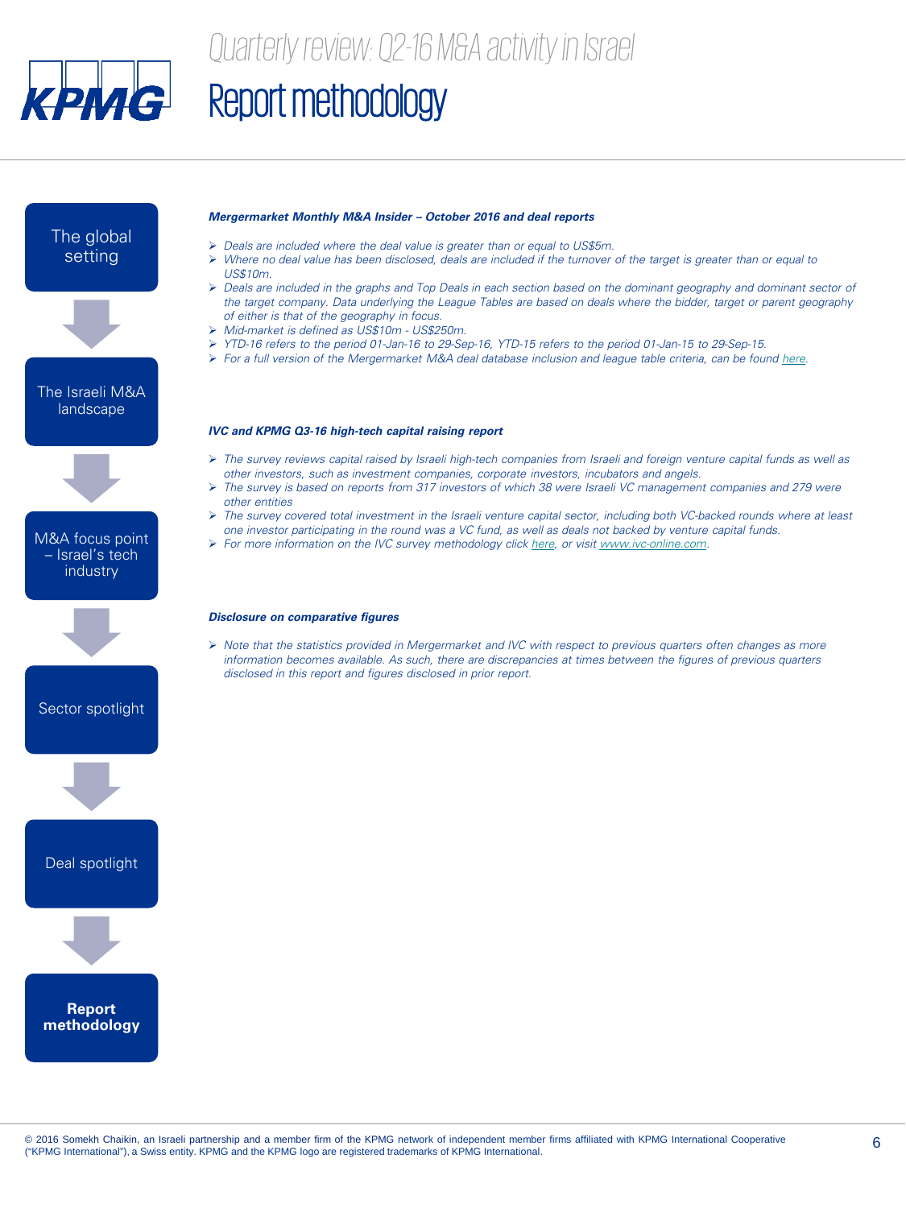# Quarterly review: Q2-16 M&A activity in Israel

## Report methodology

- The global setting
- The Israeli M&A landscape
- M&A focus point – Israel's tech industry
- Sector spotlight
- Deal spotlight
- **Report methodology**

***Mergermarket Monthly M&A Insider – October 2016 and deal reports***

- *Deals are included where the deal value is greater than or equal to US$5m.*
- *Where no deal value has been disclosed, deals are included if the turnover of the target is greater than or equal to US$10m.*
- *Deals are included in the graphs and Top Deals in each section based on the dominant geography and dominant sector of the target company. Data underlying the League Tables are based on deals where the bidder, target or parent geography of either is that of the geography in focus.*
- *Mid-market is defined as US$10m - US$250m.*
- *YTD-16 refers to the period 01-Jan-16 to 29-Sep-16, YTD-15 refers to the period 01-Jan-15 to 29-Sep-15.*
- *For a full version of the Mergermarket M&A deal database inclusion and league table criteria, can be found here.*

***IVC and KPMG Q3-16 high-tech capital raising report***

- *The survey reviews capital raised by Israeli high-tech companies from Israeli and foreign venture capital funds as well as other investors, such as investment companies, corporate investors, incubators and angels.*
- *The survey is based on reports from 317 investors of which 38 were Israeli VC management companies and 279 were other entities*
- *The survey covered total investment in the Israeli venture capital sector, including both VC-backed rounds where at least one investor participating in the round was a VC fund, as well as deals not backed by venture capital funds.*
- *For more information on the IVC survey methodology click here, or visit www.ivc-online.com.*

***Disclosure on comparative figures***

- *Note that the statistics provided in Mergermarket and IVC with respect to previous quarters often changes as more information becomes available. As such, there are discrepancies at times between the figures of previous quarters disclosed in this report and figures disclosed in prior report.*

© 2016 Somekh Chaikin, an Israeli partnership and a member firm of the KPMG network of independent member firms affiliated with KPMG International Cooperative ("KPMG International"), a Swiss entity. KPMG and the KPMG logo are registered trademarks of KPMG International.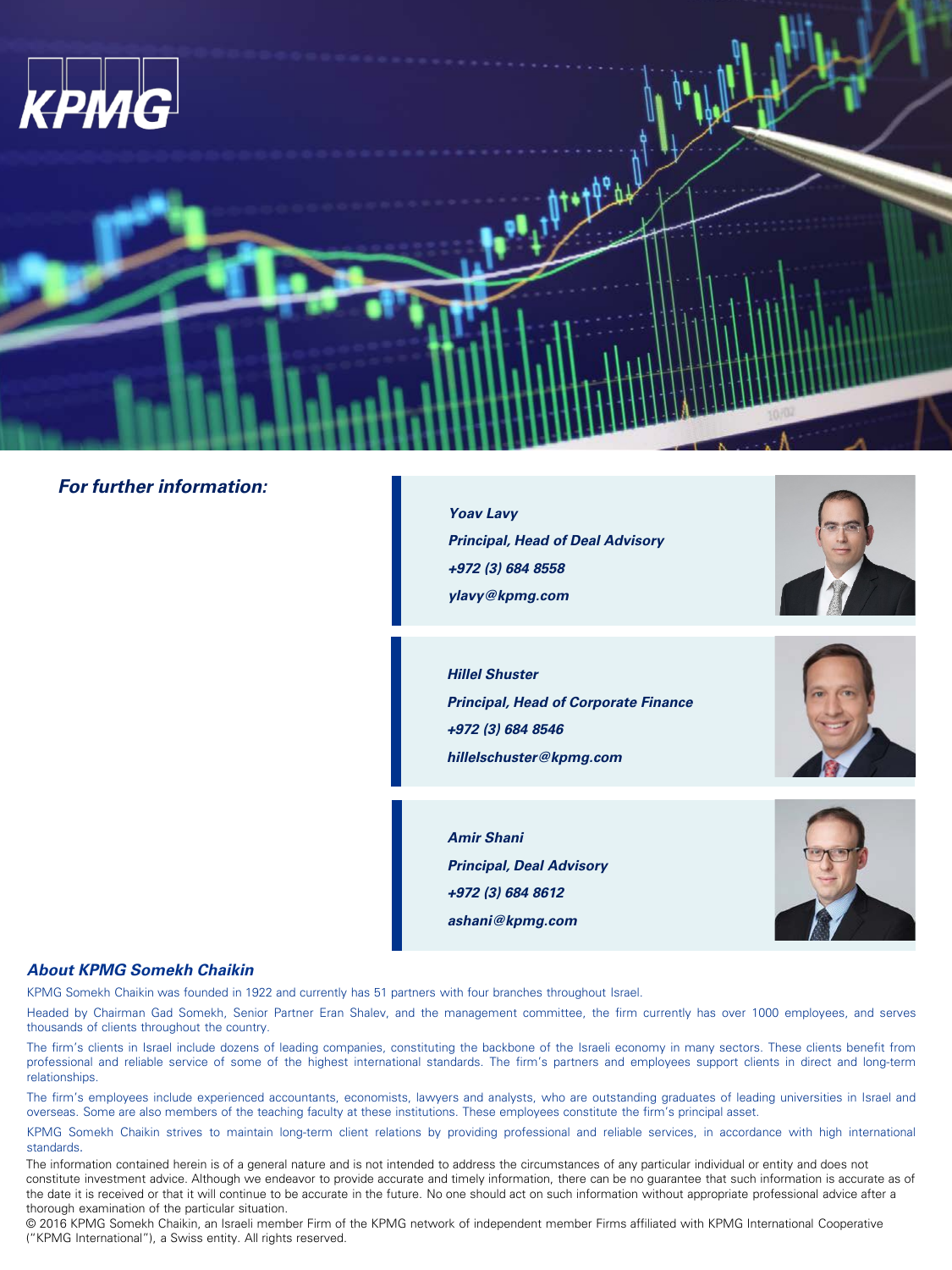KPMG

### *For further information:*

***Yoav Lavy***
***Principal, Head of Deal Advisory***
***+972 (3) 684 8558***
***ylavy@kpmg.com***

***Hillel Shuster***
***Principal, Head of Corporate Finance***
***+972 (3) 684 8546***
***hillelschuster@kpmg.com***

***Amir Shani***
***Principal, Deal Advisory***
***+972 (3) 684 8612***
***ashani@kpmg.com***

### *About KPMG Somekh Chaikin*

KPMG Somekh Chaikin was founded in 1922 and currently has 51 partners with four branches throughout Israel.

Headed by Chairman Gad Somekh, Senior Partner Eran Shalev, and the management committee, the firm currently has over 1000 employees, and serves thousands of clients throughout the country.

The firm's clients in Israel include dozens of leading companies, constituting the backbone of the Israeli economy in many sectors. These clients benefit from professional and reliable service of some of the highest international standards. The firm's partners and employees support clients in direct and long-term relationships.

The firm's employees include experienced accountants, economists, lawyers and analysts, who are outstanding graduates of leading universities in Israel and overseas. Some are also members of the teaching faculty at these institutions. These employees constitute the firm's principal asset.

KPMG Somekh Chaikin strives to maintain long-term client relations by providing professional and reliable services, in accordance with high international standards.

The information contained herein is of a general nature and is not intended to address the circumstances of any particular individual or entity and does not constitute investment advice. Although we endeavor to provide accurate and timely information, there can be no guarantee that such information is accurate as of the date it is received or that it will continue to be accurate in the future. No one should act on such information without appropriate professional advice after a thorough examination of the particular situation.

© 2016 KPMG Somekh Chaikin, an Israeli member Firm of the KPMG network of independent member Firms affiliated with KPMG International Cooperative ("KPMG International"), a Swiss entity. All rights reserved.